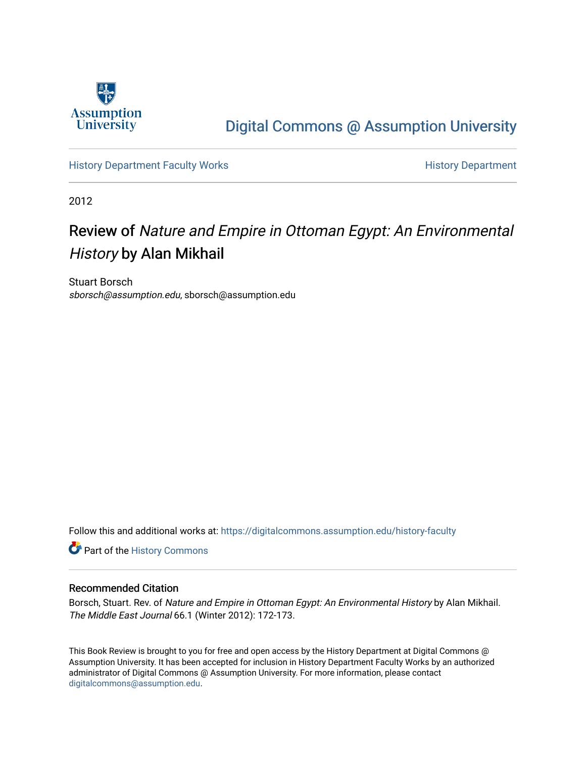Digital Commons @ Assumption University

History Department Faculty Works | History Department

2012

# Review of *Nature and Empire in Ottoman Egypt: An Environmental History* by Alan Mikhail

Stuart Borsch
*sborsch@assumption.edu*, sborsch@assumption.edu

Follow this and additional works at: https://digitalcommons.assumption.edu/history-faculty

Part of the History Commons

## Recommended Citation

Borsch, Stuart. Rev. of *Nature and Empire in Ottoman Egypt: An Environmental History* by Alan Mikhail. *The Middle East Journal* 66.1 (Winter 2012): 172-173.

This Book Review is brought to you for free and open access by the History Department at Digital Commons @ Assumption University. It has been accepted for inclusion in History Department Faculty Works by an authorized administrator of Digital Commons @ Assumption University. For more information, please contact digitalcommons@assumption.edu.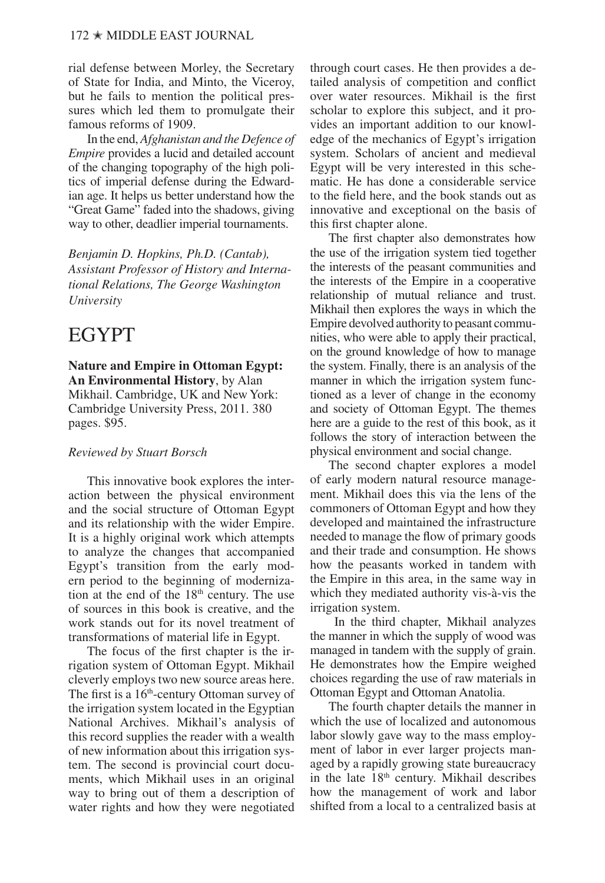rial defense between Morley, the Secretary of State for India, and Minto, the Viceroy, but he fails to mention the political pressures which led them to promulgate their famous reforms of 1909.

In the end, *Afghanistan and the Defence of Empire* provides a lucid and detailed account of the changing topography of the high politics of imperial defense during the Edwardian age. It helps us better understand how the "Great Game" faded into the shadows, giving way to other, deadlier imperial tournaments.

*Benjamin D. Hopkins, Ph.D. (Cantab), Assistant Professor of History and International Relations, The George Washington University*

# EGYPT

**Nature and Empire in Ottoman Egypt: An Environmental History**, by Alan Mikhail. Cambridge, UK and New York: Cambridge University Press, 2011. 380 pages. $95.

*Reviewed by Stuart Borsch*

This innovative book explores the interaction between the physical environment and the social structure of Ottoman Egypt and its relationship with the wider Empire. It is a highly original work which attempts to analyze the changes that accompanied Egypt's transition from the early modern period to the beginning of modernization at the end of the 18th century. The use of sources in this book is creative, and the work stands out for its novel treatment of transformations of material life in Egypt.

The focus of the first chapter is the irrigation system of Ottoman Egypt. Mikhail cleverly employs two new source areas here. The first is a 16th-century Ottoman survey of the irrigation system located in the Egyptian National Archives. Mikhail's analysis of this record supplies the reader with a wealth of new information about this irrigation system. The second is provincial court documents, which Mikhail uses in an original way to bring out of them a description of water rights and how they were negotiated through court cases. He then provides a detailed analysis of competition and conflict over water resources. Mikhail is the first scholar to explore this subject, and it provides an important addition to our knowledge of the mechanics of Egypt's irrigation system. Scholars of ancient and medieval Egypt will be very interested in this schematic. He has done a considerable service to the field here, and the book stands out as innovative and exceptional on the basis of this first chapter alone.

The first chapter also demonstrates how the use of the irrigation system tied together the interests of the peasant communities and the interests of the Empire in a cooperative relationship of mutual reliance and trust. Mikhail then explores the ways in which the Empire devolved authority to peasant communities, who were able to apply their practical, on the ground knowledge of how to manage the system. Finally, there is an analysis of the manner in which the irrigation system functioned as a lever of change in the economy and society of Ottoman Egypt. The themes here are a guide to the rest of this book, as it follows the story of interaction between the physical environment and social change.

The second chapter explores a model of early modern natural resource management. Mikhail does this via the lens of the commoners of Ottoman Egypt and how they developed and maintained the infrastructure needed to manage the flow of primary goods and their trade and consumption. He shows how the peasants worked in tandem with the Empire in this area, in the same way in which they mediated authority vis-à-vis the irrigation system.

In the third chapter, Mikhail analyzes the manner in which the supply of wood was managed in tandem with the supply of grain. He demonstrates how the Empire weighed choices regarding the use of raw materials in Ottoman Egypt and Ottoman Anatolia.

The fourth chapter details the manner in which the use of localized and autonomous labor slowly gave way to the mass employment of labor in ever larger projects managed by a rapidly growing state bureaucracy in the late 18th century. Mikhail describes how the management of work and labor shifted from a local to a centralized basis at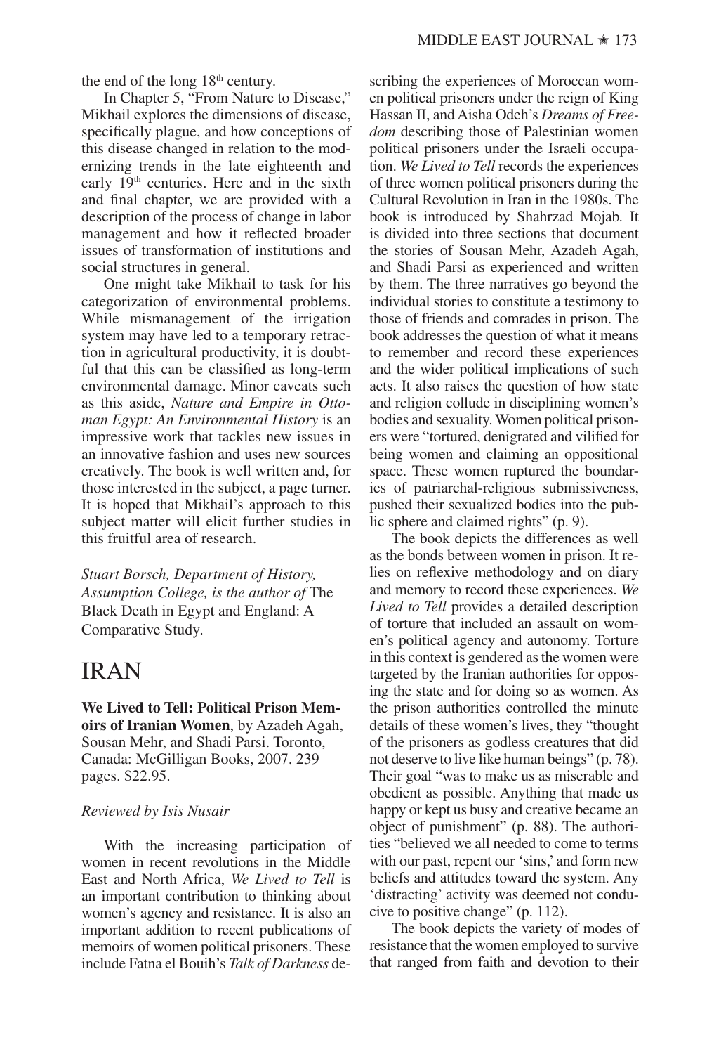the end of the long 18th century.

In Chapter 5, "From Nature to Disease," Mikhail explores the dimensions of disease, specifically plague, and how conceptions of this disease changed in relation to the modernizing trends in the late eighteenth and early 19th centuries. Here and in the sixth and final chapter, we are provided with a description of the process of change in labor management and how it reflected broader issues of transformation of institutions and social structures in general.

One might take Mikhail to task for his categorization of environmental problems. While mismanagement of the irrigation system may have led to a temporary retraction in agricultural productivity, it is doubtful that this can be classified as long-term environmental damage. Minor caveats such as this aside, *Nature and Empire in Ottoman Egypt: An Environmental History* is an impressive work that tackles new issues in an innovative fashion and uses new sources creatively. The book is well written and, for those interested in the subject, a page turner. It is hoped that Mikhail's approach to this subject matter will elicit further studies in this fruitful area of research.

*Stuart Borsch, Department of History, Assumption College, is the author of* The Black Death in Egypt and England: A Comparative Study.

# IRAN

**We Lived to Tell: Political Prison Memoirs of Iranian Women**, by Azadeh Agah, Sousan Mehr, and Shadi Parsi. Toronto, Canada: McGilligan Books, 2007. 239 pages. $22.95.

*Reviewed by Isis Nusair*

With the increasing participation of women in recent revolutions in the Middle East and North Africa, *We Lived to Tell* is an important contribution to thinking about women's agency and resistance. It is also an important addition to recent publications of memoirs of women political prisoners. These include Fatna el Bouih's *Talk of Darkness* describing the experiences of Moroccan women political prisoners under the reign of King Hassan II, and Aisha Odeh's *Dreams of Freedom* describing those of Palestinian women political prisoners under the Israeli occupation. *We Lived to Tell* records the experiences of three women political prisoners during the Cultural Revolution in Iran in the 1980s. The book is introduced by Shahrzad Mojab. It is divided into three sections that document the stories of Sousan Mehr, Azadeh Agah, and Shadi Parsi as experienced and written by them. The three narratives go beyond the individual stories to constitute a testimony to those of friends and comrades in prison. The book addresses the question of what it means to remember and record these experiences and the wider political implications of such acts. It also raises the question of how state and religion collude in disciplining women's bodies and sexuality. Women political prisoners were "tortured, denigrated and vilified for being women and claiming an oppositional space. These women ruptured the boundaries of patriarchal-religious submissiveness, pushed their sexualized bodies into the public sphere and claimed rights" (p. 9).

The book depicts the differences as well as the bonds between women in prison. It relies on reflexive methodology and on diary and memory to record these experiences. *We Lived to Tell* provides a detailed description of torture that included an assault on women's political agency and autonomy. Torture in this context is gendered as the women were targeted by the Iranian authorities for opposing the state and for doing so as women. As the prison authorities controlled the minute details of these women's lives, they "thought of the prisoners as godless creatures that did not deserve to live like human beings" (p. 78). Their goal "was to make us as miserable and obedient as possible. Anything that made us happy or kept us busy and creative became an object of punishment" (p. 88). The authorities "believed we all needed to come to terms with our past, repent our 'sins,' and form new beliefs and attitudes toward the system. Any 'distracting' activity was deemed not conducive to positive change" (p. 112).

The book depicts the variety of modes of resistance that the women employed to survive that ranged from faith and devotion to their